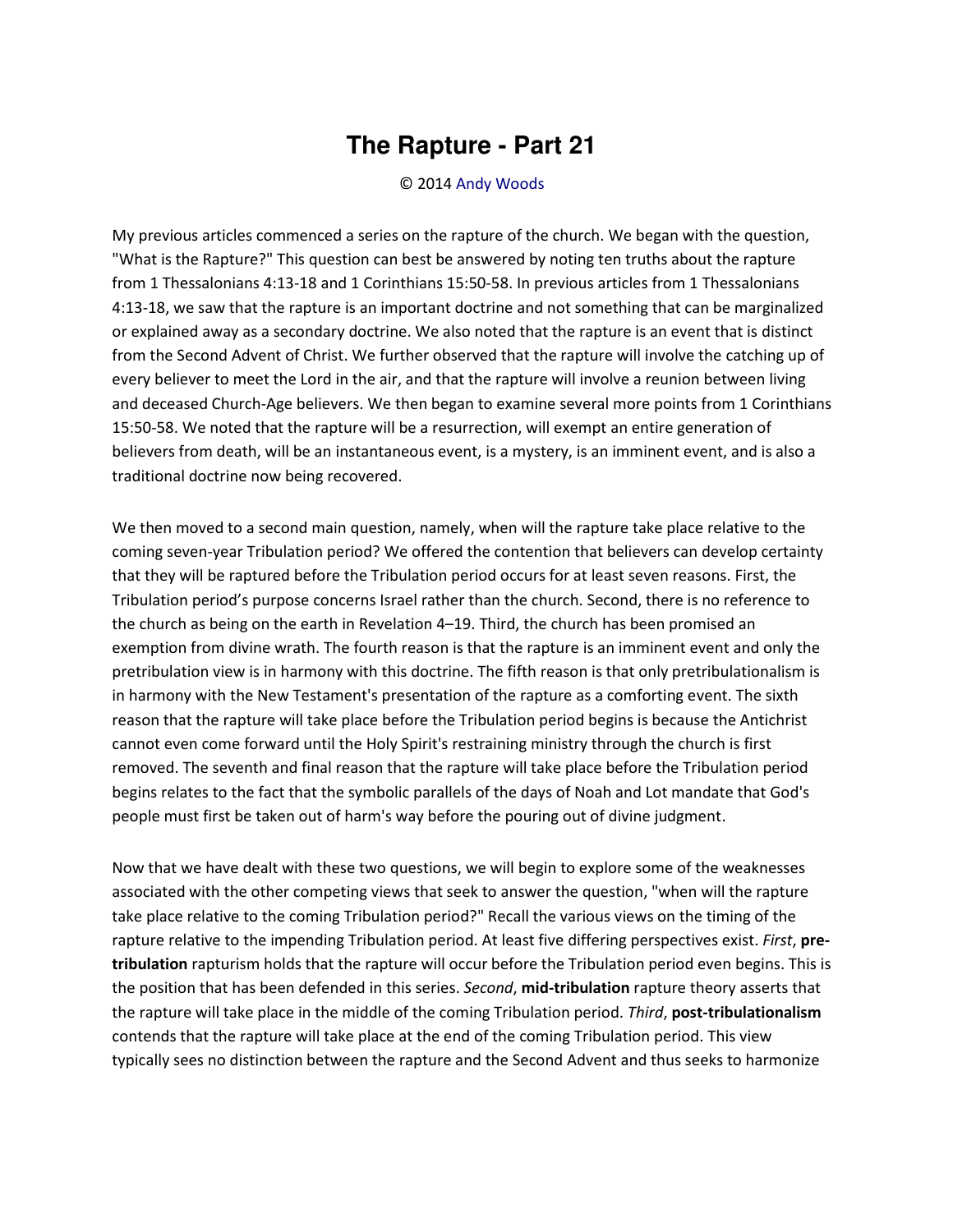# The Rapture - Part 21

© 2014 Andy Woods

My previous articles commenced a series on the rapture of the church. We began with the question, "What is the Rapture?" This question can best be answered by noting ten truths about the rapture from 1 Thessalonians 4:13-18 and 1 Corinthians 15:50-58. In previous articles from 1 Thessalonians 4:13-18, we saw that the rapture is an important doctrine and not something that can be marginalized or explained away as a secondary doctrine. We also noted that the rapture is an event that is distinct from the Second Advent of Christ. We further observed that the rapture will involve the catching up of every believer to meet the Lord in the air, and that the rapture will involve a reunion between living and deceased Church-Age believers. We then began to examine several more points from 1 Corinthians 15:50-58. We noted that the rapture will be a resurrection, will exempt an entire generation of believers from death, will be an instantaneous event, is a mystery, is an imminent event, and is also a traditional doctrine now being recovered.

We then moved to a second main question, namely, when will the rapture take place relative to the coming seven-year Tribulation period? We offered the contention that believers can develop certainty that they will be raptured before the Tribulation period occurs for at least seven reasons. First, the Tribulation period's purpose concerns Israel rather than the church. Second, there is no reference to the church as being on the earth in Revelation 4–19. Third, the church has been promised an exemption from divine wrath. The fourth reason is that the rapture is an imminent event and only the pretribulation view is in harmony with this doctrine. The fifth reason is that only pretribulationalism is in harmony with the New Testament's presentation of the rapture as a comforting event. The sixth reason that the rapture will take place before the Tribulation period begins is because the Antichrist cannot even come forward until the Holy Spirit's restraining ministry through the church is first removed. The seventh and final reason that the rapture will take place before the Tribulation period begins relates to the fact that the symbolic parallels of the days of Noah and Lot mandate that God's people must first be taken out of harm's way before the pouring out of divine judgment.

Now that we have dealt with these two questions, we will begin to explore some of the weaknesses associated with the other competing views that seek to answer the question, "when will the rapture take place relative to the coming Tribulation period?" Recall the various views on the timing of the rapture relative to the impending Tribulation period. At least five differing perspectives exist. *First*, **pre-tribulation** rapturism holds that the rapture will occur before the Tribulation period even begins. This is the position that has been defended in this series. *Second*, **mid-tribulation** rapture theory asserts that the rapture will take place in the middle of the coming Tribulation period. *Third*, **post-tribulationalism** contends that the rapture will take place at the end of the coming Tribulation period. This view typically sees no distinction between the rapture and the Second Advent and thus seeks to harmonize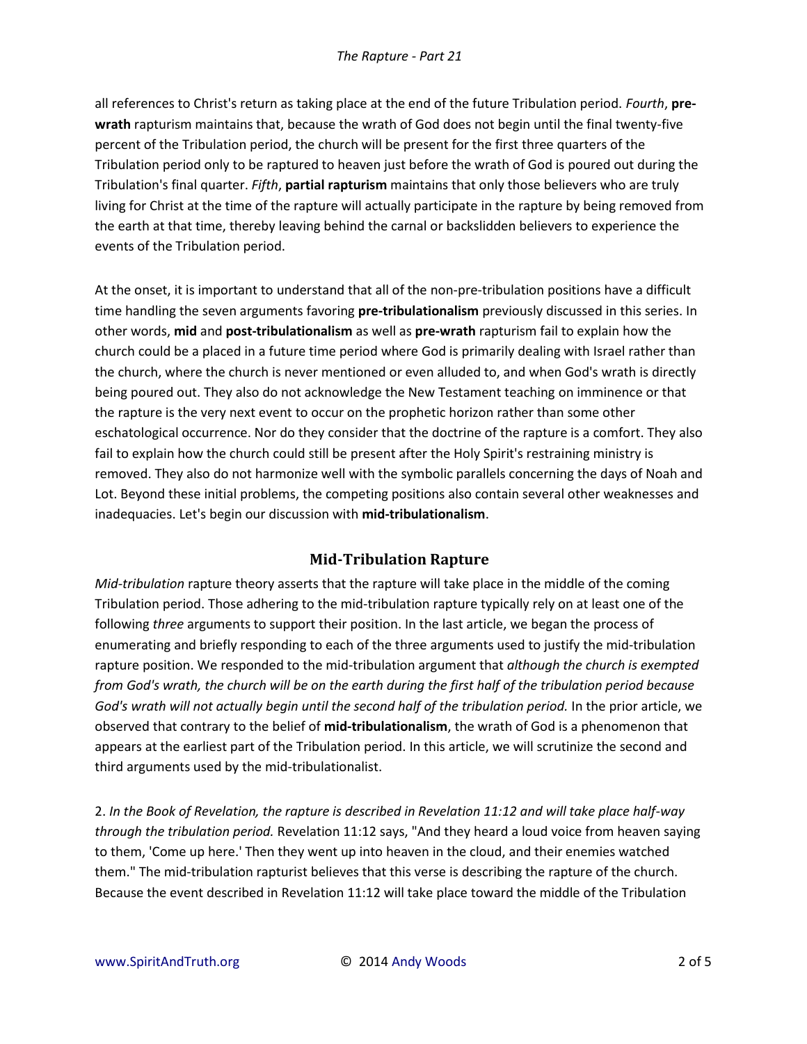all references to Christ's return as taking place at the end of the future Tribulation period. *Fourth*, **pre-wrath** rapturism maintains that, because the wrath of God does not begin until the final twenty-five percent of the Tribulation period, the church will be present for the first three quarters of the Tribulation period only to be raptured to heaven just before the wrath of God is poured out during the Tribulation's final quarter. *Fifth*, **partial rapturism** maintains that only those believers who are truly living for Christ at the time of the rapture will actually participate in the rapture by being removed from the earth at that time, thereby leaving behind the carnal or backslidden believers to experience the events of the Tribulation period.

At the onset, it is important to understand that all of the non-pre-tribulation positions have a difficult time handling the seven arguments favoring **pre-tribulationalism** previously discussed in this series. In other words, **mid** and **post-tribulationalism** as well as **pre-wrath** rapturism fail to explain how the church could be a placed in a future time period where God is primarily dealing with Israel rather than the church, where the church is never mentioned or even alluded to, and when God's wrath is directly being poured out. They also do not acknowledge the New Testament teaching on imminence or that the rapture is the very next event to occur on the prophetic horizon rather than some other eschatological occurrence. Nor do they consider that the doctrine of the rapture is a comfort. They also fail to explain how the church could still be present after the Holy Spirit's restraining ministry is removed. They also do not harmonize well with the symbolic parallels concerning the days of Noah and Lot. Beyond these initial problems, the competing positions also contain several other weaknesses and inadequacies. Let's begin our discussion with **mid-tribulationalism**.

## Mid-Tribulation Rapture

*Mid-tribulation* rapture theory asserts that the rapture will take place in the middle of the coming Tribulation period. Those adhering to the mid-tribulation rapture typically rely on at least one of the following *three* arguments to support their position. In the last article, we began the process of enumerating and briefly responding to each of the three arguments used to justify the mid-tribulation rapture position. We responded to the mid-tribulation argument that *although the church is exempted from God's wrath, the church will be on the earth during the first half of the tribulation period because God's wrath will not actually begin until the second half of the tribulation period.* In the prior article, we observed that contrary to the belief of **mid-tribulationalism**, the wrath of God is a phenomenon that appears at the earliest part of the Tribulation period. In this article, we will scrutinize the second and third arguments used by the mid-tribulationalist.

2. *In the Book of Revelation, the rapture is described in Revelation 11:12 and will take place half-way through the tribulation period.* Revelation 11:12 says, "And they heard a loud voice from heaven saying to them, 'Come up here.' Then they went up into heaven in the cloud, and their enemies watched them." The mid-tribulation rapturist believes that this verse is describing the rapture of the church. Because the event described in Revelation 11:12 will take place toward the middle of the Tribulation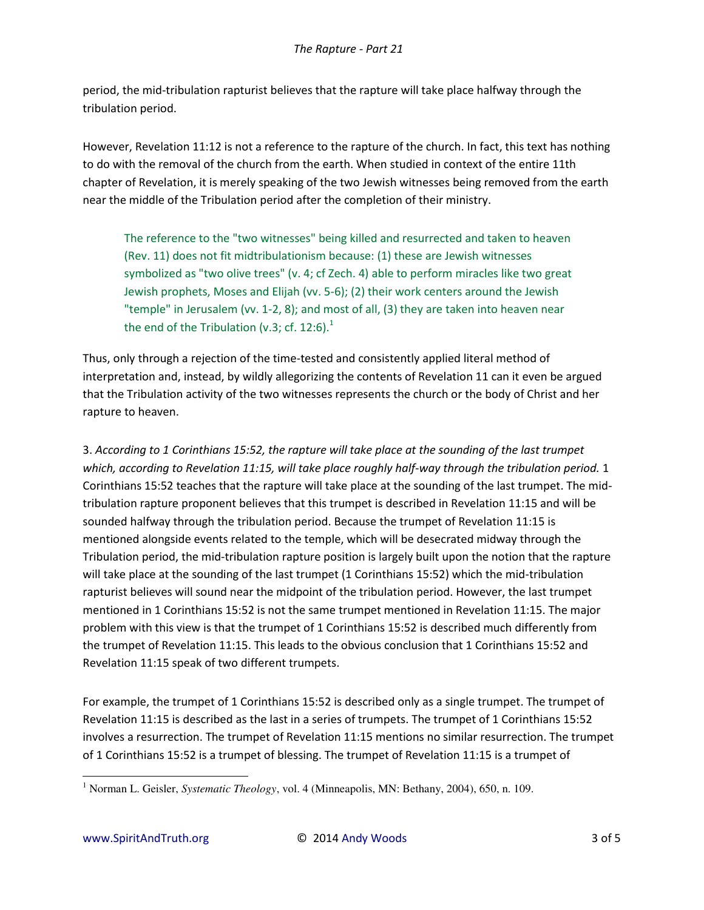period, the mid-tribulation rapturist believes that the rapture will take place halfway through the tribulation period.

However, Revelation 11:12 is not a reference to the rapture of the church. In fact, this text has nothing to do with the removal of the church from the earth. When studied in context of the entire 11th chapter of Revelation, it is merely speaking of the two Jewish witnesses being removed from the earth near the middle of the Tribulation period after the completion of their ministry.

> The reference to the "two witnesses" being killed and resurrected and taken to heaven (Rev. 11) does not fit midtribulationism because: (1) these are Jewish witnesses symbolized as "two olive trees" (v. 4; cf Zech. 4) able to perform miracles like two great Jewish prophets, Moses and Elijah (vv. 5-6); (2) their work centers around the Jewish "temple" in Jerusalem (vv. 1-2, 8); and most of all, (3) they are taken into heaven near the end of the Tribulation (v.3; cf. 12:6).[1]

Thus, only through a rejection of the time-tested and consistently applied literal method of interpretation and, instead, by wildly allegorizing the contents of Revelation 11 can it even be argued that the Tribulation activity of the two witnesses represents the church or the body of Christ and her rapture to heaven.

3. *According to 1 Corinthians 15:52, the rapture will take place at the sounding of the last trumpet which, according to Revelation 11:15, will take place roughly half-way through the tribulation period.* 1 Corinthians 15:52 teaches that the rapture will take place at the sounding of the last trumpet. The mid-tribulation rapture proponent believes that this trumpet is described in Revelation 11:15 and will be sounded halfway through the tribulation period. Because the trumpet of Revelation 11:15 is mentioned alongside events related to the temple, which will be desecrated midway through the Tribulation period, the mid-tribulation rapture position is largely built upon the notion that the rapture will take place at the sounding of the last trumpet (1 Corinthians 15:52) which the mid-tribulation rapturist believes will sound near the midpoint of the tribulation period. However, the last trumpet mentioned in 1 Corinthians 15:52 is not the same trumpet mentioned in Revelation 11:15. The major problem with this view is that the trumpet of 1 Corinthians 15:52 is described much differently from the trumpet of Revelation 11:15. This leads to the obvious conclusion that 1 Corinthians 15:52 and Revelation 11:15 speak of two different trumpets.

For example, the trumpet of 1 Corinthians 15:52 is described only as a single trumpet. The trumpet of Revelation 11:15 is described as the last in a series of trumpets. The trumpet of 1 Corinthians 15:52 involves a resurrection. The trumpet of Revelation 11:15 mentions no similar resurrection. The trumpet of 1 Corinthians 15:52 is a trumpet of blessing. The trumpet of Revelation 11:15 is a trumpet of

---

[1] Norman L. Geisler, *Systematic Theology*, vol. 4 (Minneapolis, MN: Bethany, 2004), 650, n. 109.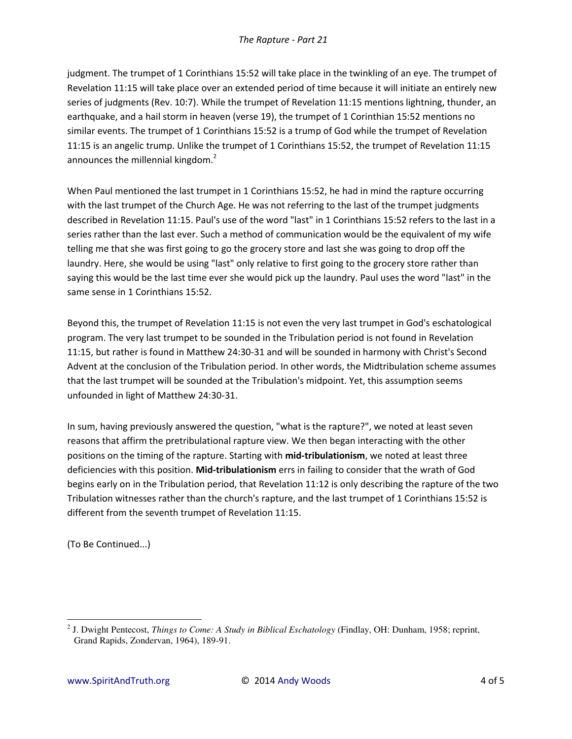judgment. The trumpet of 1 Corinthians 15:52 will take place in the twinkling of an eye. The trumpet of Revelation 11:15 will take place over an extended period of time because it will initiate an entirely new series of judgments (Rev. 10:7). While the trumpet of Revelation 11:15 mentions lightning, thunder, an earthquake, and a hail storm in heaven (verse 19), the trumpet of 1 Corinthian 15:52 mentions no similar events. The trumpet of 1 Corinthians 15:52 is a trump of God while the trumpet of Revelation 11:15 is an angelic trump. Unlike the trumpet of 1 Corinthians 15:52, the trumpet of Revelation 11:15 announces the millennial kingdom.[2]

When Paul mentioned the last trumpet in 1 Corinthians 15:52, he had in mind the rapture occurring with the last trumpet of the Church Age. He was not referring to the last of the trumpet judgments described in Revelation 11:15. Paul's use of the word "last" in 1 Corinthians 15:52 refers to the last in a series rather than the last ever. Such a method of communication would be the equivalent of my wife telling me that she was first going to go the grocery store and last she was going to drop off the laundry. Here, she would be using "last" only relative to first going to the grocery store rather than saying this would be the last time ever she would pick up the laundry. Paul uses the word "last" in the same sense in 1 Corinthians 15:52.

Beyond this, the trumpet of Revelation 11:15 is not even the very last trumpet in God's eschatological program. The very last trumpet to be sounded in the Tribulation period is not found in Revelation 11:15, but rather is found in Matthew 24:30-31 and will be sounded in harmony with Christ's Second Advent at the conclusion of the Tribulation period. In other words, the Midtribulation scheme assumes that the last trumpet will be sounded at the Tribulation's midpoint. Yet, this assumption seems unfounded in light of Matthew 24:30-31.

In sum, having previously answered the question, "what is the rapture?", we noted at least seven reasons that affirm the pretribulational rapture view. We then began interacting with the other positions on the timing of the rapture. Starting with **mid-tribulationism**, we noted at least three deficiencies with this position. **Mid-tribulationism** errs in failing to consider that the wrath of God begins early on in the Tribulation period, that Revelation 11:12 is only describing the rapture of the two Tribulation witnesses rather than the church's rapture, and the last trumpet of 1 Corinthians 15:52 is different from the seventh trumpet of Revelation 11:15.

(To Be Continued...)

---

[2] J. Dwight Pentecost, *Things to Come: A Study in Biblical Eschatology* (Findlay, OH: Dunham, 1958; reprint, Grand Rapids, Zondervan, 1964), 189-91.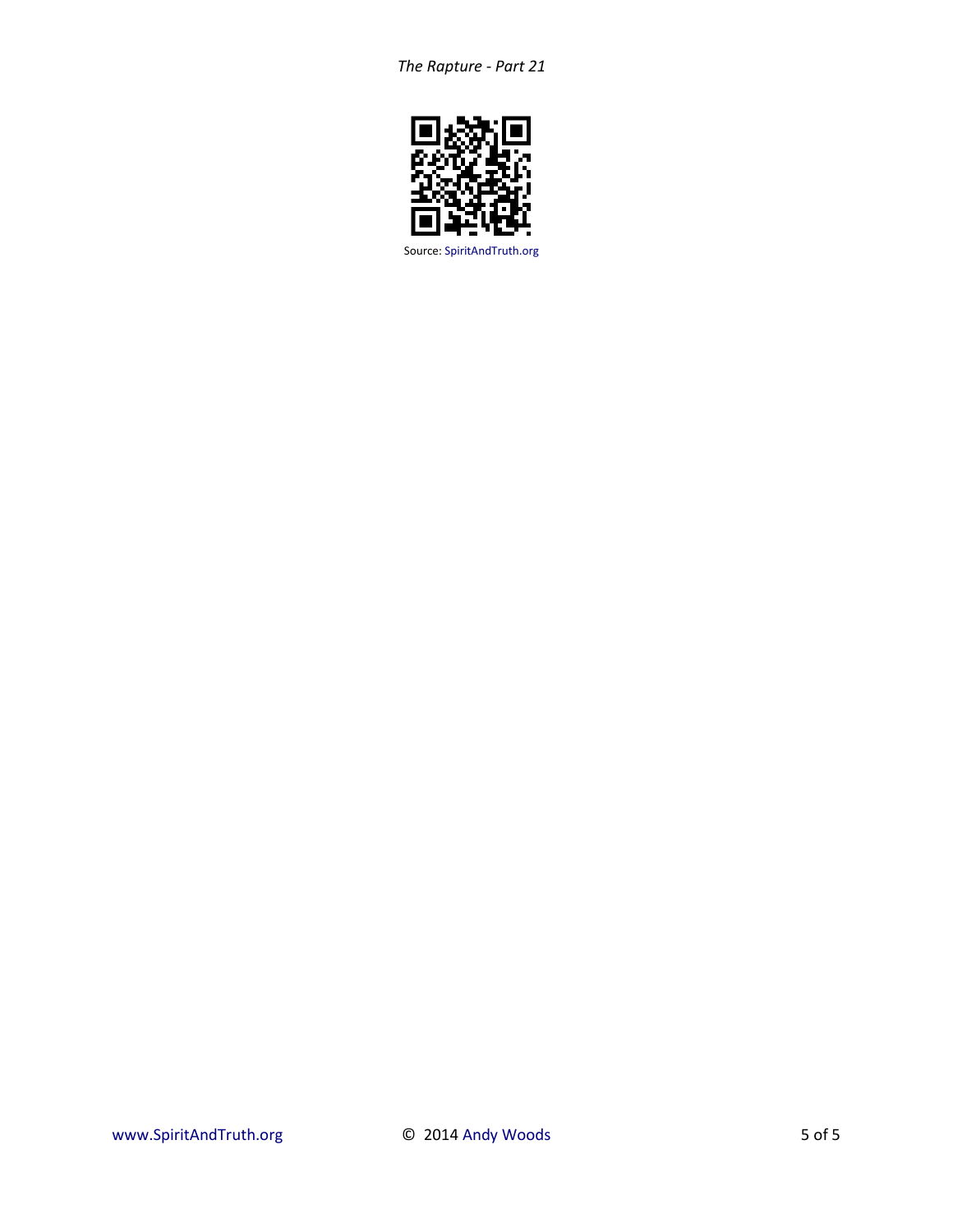Source: SpiritAndTruth.org